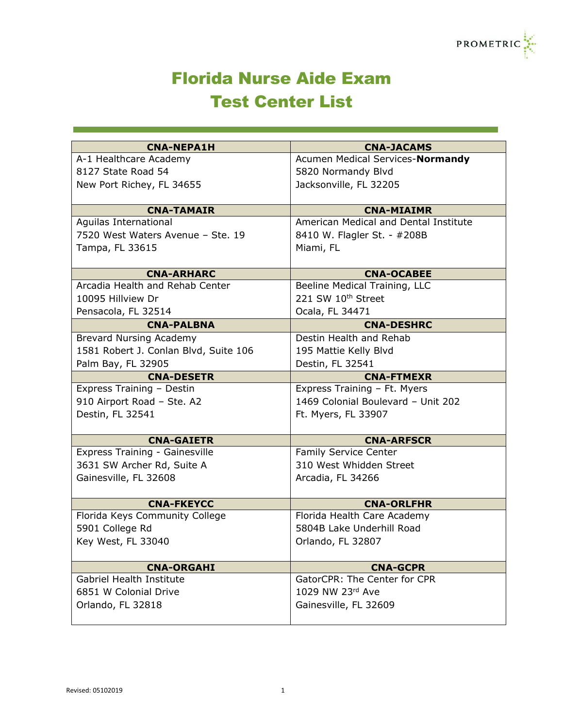# Florida Nurse Aide Exam
# Test Center List

| CNA-NEPA1H | CNA-JACAMS |
|---|---|
| A-1 Healthcare Academy<br>8127 State Road 54<br>New Port Richey, FL 34655 | Acumen Medical Services-**Normandy**<br>5820 Normandy Blvd<br>Jacksonville, FL 32205 |
| **CNA-TAMAIR** | **CNA-MIAIMR** |
| Aguilas International<br>7520 West Waters Avenue – Ste. 19<br>Tampa, FL 33615 | American Medical and Dental Institute<br>8410 W. Flagler St. - #208B<br>Miami, FL |
| **CNA-ARHARC** | **CNA-OCABEE** |
| Arcadia Health and Rehab Center<br>10095 Hillview Dr<br>Pensacola, FL 32514 | Beeline Medical Training, LLC<br>221 SW 10th Street<br>Ocala, FL 34471 |
| **CNA-PALBNA** | **CNA-DESHRC** |
| Brevard Nursing Academy<br>1581 Robert J. Conlan Blvd, Suite 106<br>Palm Bay, FL 32905 | Destin Health and Rehab<br>195 Mattie Kelly Blvd<br>Destin, FL 32541 |
| **CNA-DESETR** | **CNA-FTMEXR** |
| Express Training – Destin<br>910 Airport Road – Ste. A2<br>Destin, FL 32541 | Express Training – Ft. Myers<br>1469 Colonial Boulevard – Unit 202<br>Ft. Myers, FL 33907 |
| **CNA-GAIETR** | **CNA-ARFSCR** |
| Express Training - Gainesville<br>3631 SW Archer Rd, Suite A<br>Gainesville, FL 32608 | Family Service Center<br>310 West Whidden Street<br>Arcadia, FL 34266 |
| **CNA-FKEYCC** | **CNA-ORLFHR** |
| Florida Keys Community College<br>5901 College Rd<br>Key West, FL 33040 | Florida Health Care Academy<br>5804B Lake Underhill Road<br>Orlando, FL 32807 |
| **CNA-ORGAHI** | **CNA-GCPR** |
| Gabriel Health Institute<br>6851 W Colonial Drive<br>Orlando, FL 32818 | GatorCPR: The Center for CPR<br>1029 NW 23rd Ave<br>Gainesville, FL 32609 |

Revised: 05102019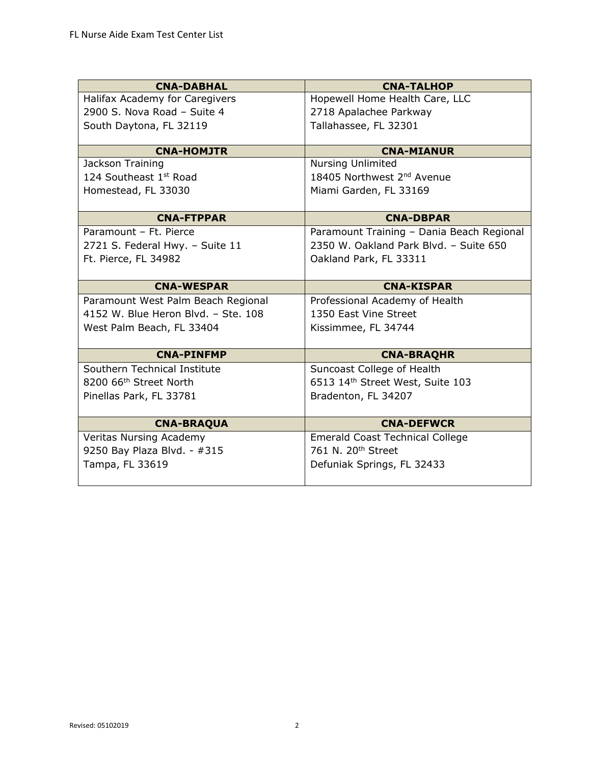| CNA-DABHAL | CNA-TALHOP |
|---|---|
| Halifax Academy for Caregivers<br>2900 S. Nova Road – Suite 4<br>South Daytona, FL 32119 | Hopewell Home Health Care, LLC<br>2718 Apalachee Parkway<br>Tallahassee, FL 32301 |
| **CNA-HOMJTR** | **CNA-MIANUR** |
| Jackson Training<br>124 Southeast 1st Road<br>Homestead, FL 33030 | Nursing Unlimited<br>18405 Northwest 2nd Avenue<br>Miami Garden, FL 33169 |
| **CNA-FTPPAR** | **CNA-DBPAR** |
| Paramount – Ft. Pierce<br>2721 S. Federal Hwy. – Suite 11<br>Ft. Pierce, FL 34982 | Paramount Training – Dania Beach Regional<br>2350 W. Oakland Park Blvd. – Suite 650<br>Oakland Park, FL 33311 |
| **CNA-WESPAR** | **CNA-KISPAR** |
| Paramount West Palm Beach Regional<br>4152 W. Blue Heron Blvd. – Ste. 108<br>West Palm Beach, FL 33404 | Professional Academy of Health<br>1350 East Vine Street<br>Kissimmee, FL 34744 |
| **CNA-PINFMP** | **CNA-BRAQHR** |
| Southern Technical Institute<br>8200 66th Street North<br>Pinellas Park, FL 33781 | Suncoast College of Health<br>6513 14th Street West, Suite 103<br>Bradenton, FL 34207 |
| **CNA-BRAQUA** | **CNA-DEFWCR** |
| Veritas Nursing Academy<br>9250 Bay Plaza Blvd. - #315<br>Tampa, FL 33619 | Emerald Coast Technical College<br>761 N. 20th Street<br>Defuniak Springs, FL 32433 |